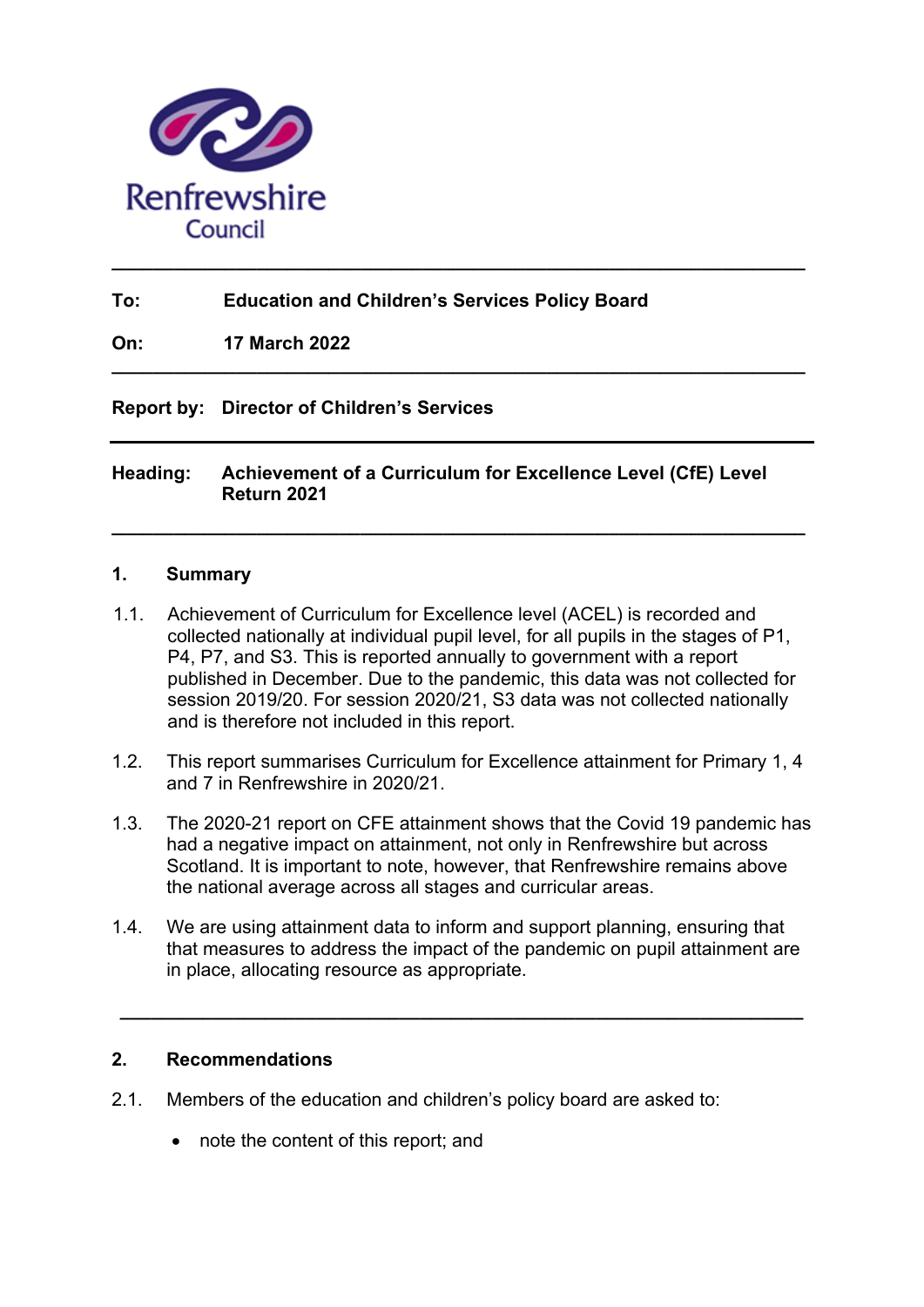Renfrewshire Council

---

**To:** **Education and Children's Services Policy Board**

**On:** **17 March 2022**

---

**Report by:** **Director of Children's Services**

---

**Heading:** **Achievement of a Curriculum for Excellence Level (CfE) Level Return 2021**

---

## 1. Summary

1.1. Achievement of Curriculum for Excellence level (ACEL) is recorded and collected nationally at individual pupil level, for all pupils in the stages of P1, P4, P7, and S3. This is reported annually to government with a report published in December. Due to the pandemic, this data was not collected for session 2019/20. For session 2020/21, S3 data was not collected nationally and is therefore not included in this report.

1.2. This report summarises Curriculum for Excellence attainment for Primary 1, 4 and 7 in Renfrewshire in 2020/21.

1.3. The 2020-21 report on CFE attainment shows that the Covid 19 pandemic has had a negative impact on attainment, not only in Renfrewshire but across Scotland. It is important to note, however, that Renfrewshire remains above the national average across all stages and curricular areas.

1.4. We are using attainment data to inform and support planning, ensuring that that measures to address the impact of the pandemic on pupil attainment are in place, allocating resource as appropriate.

---

## 2. Recommendations

2.1. Members of the education and children's policy board are asked to:

- note the content of this report; and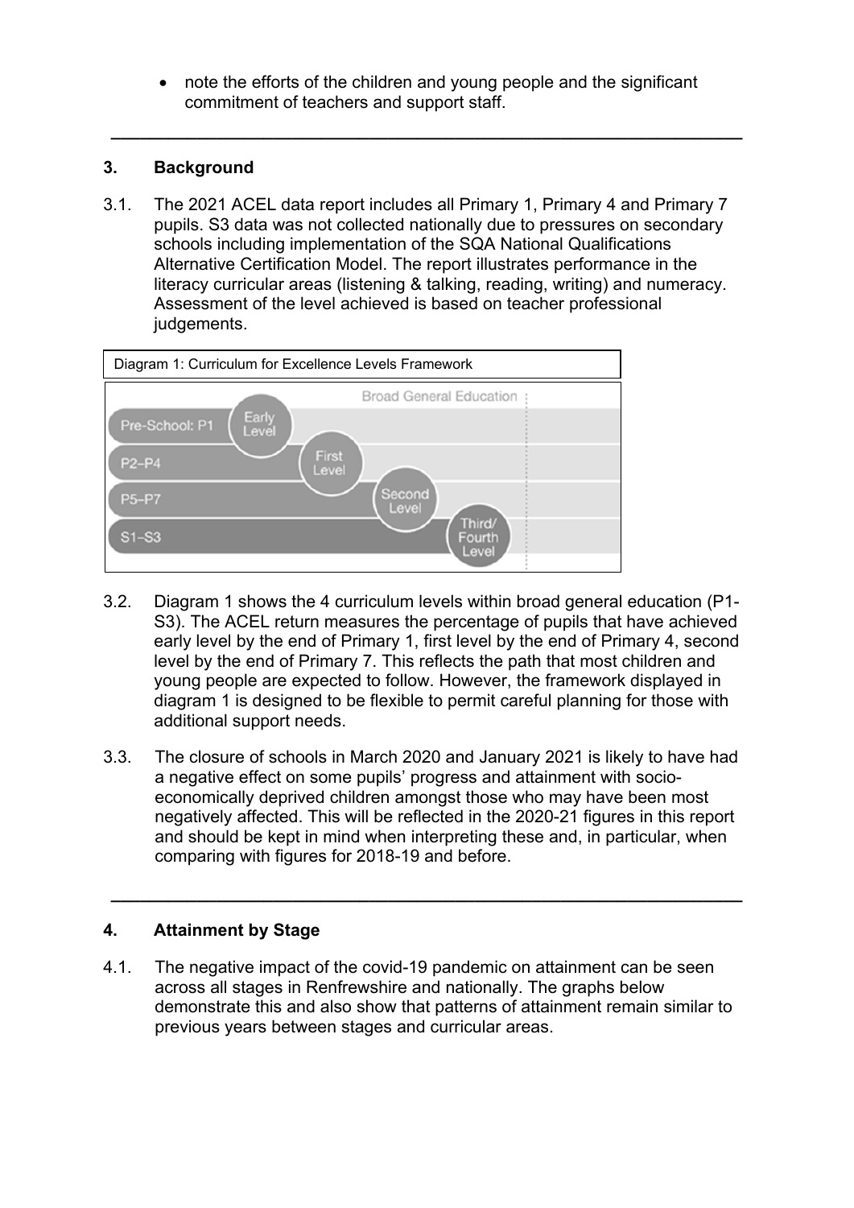- note the efforts of the children and young people and the significant commitment of teachers and support staff.

---

## 3. Background

3.1. The 2021 ACEL data report includes all Primary 1, Primary 4 and Primary 7 pupils. S3 data was not collected nationally due to pressures on secondary schools including implementation of the SQA National Qualifications Alternative Certification Model. The report illustrates performance in the literacy curricular areas (listening & talking, reading, writing) and numeracy. Assessment of the level achieved is based on teacher professional judgements.

Diagram 1: Curriculum for Excellence Levels Framework

| Broad General Education | |
|---|---|
| Pre-School: P1 | Early Level |
| P2–P4 | First Level |
| P5–P7 | Second Level |
| S1–S3 | Third/ Fourth Level |

3.2. Diagram 1 shows the 4 curriculum levels within broad general education (P1-S3). The ACEL return measures the percentage of pupils that have achieved early level by the end of Primary 1, first level by the end of Primary 4, second level by the end of Primary 7. This reflects the path that most children and young people are expected to follow. However, the framework displayed in diagram 1 is designed to be flexible to permit careful planning for those with additional support needs.

3.3. The closure of schools in March 2020 and January 2021 is likely to have had a negative effect on some pupils' progress and attainment with socio-economically deprived children amongst those who may have been most negatively affected. This will be reflected in the 2020-21 figures in this report and should be kept in mind when interpreting these and, in particular, when comparing with figures for 2018-19 and before.

---

## 4. Attainment by Stage

4.1. The negative impact of the covid-19 pandemic on attainment can be seen across all stages in Renfrewshire and nationally. The graphs below demonstrate this and also show that patterns of attainment remain similar to previous years between stages and curricular areas.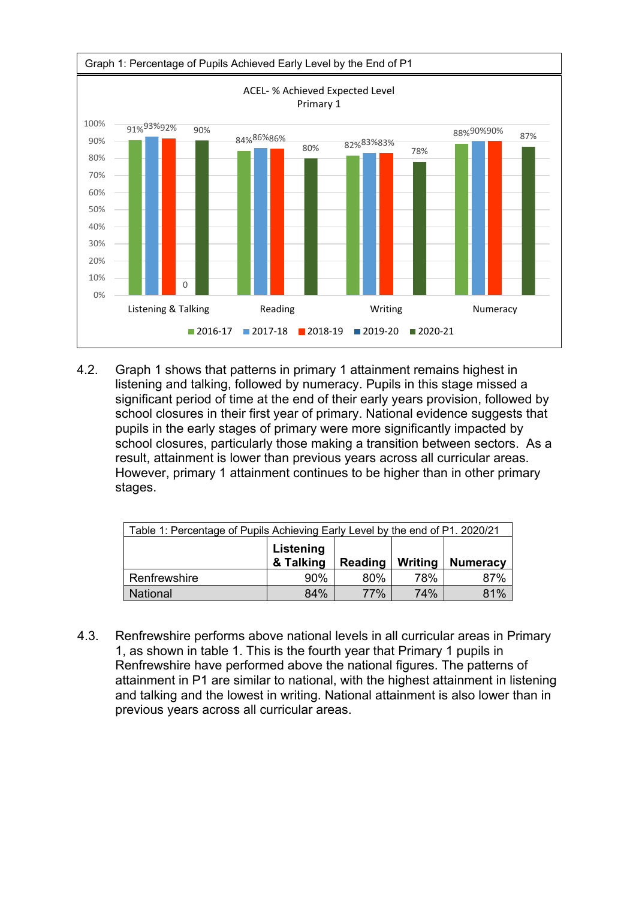Graph 1: Percentage of Pupils Achieved Early Level by the End of P1

ACEL- % Achieved Expected Level
Primary 1

| | 2016-17 | 2017-18 | 2018-19 | 2019-20 | 2020-21 |
|---|---|---|---|---|---|
| Listening & Talking | 91% | 93% | 92% | 0 | 90% |
| Reading | 84% | 86% | 86% | | 80% |
| Writing | 82% | 83% | 83% | | 78% |
| Numeracy | 88% | 90% | 90% | | 87% |

4.2. Graph 1 shows that patterns in primary 1 attainment remains highest in listening and talking, followed by numeracy. Pupils in this stage missed a significant period of time at the end of their early years provision, followed by school closures in their first year of primary. National evidence suggests that pupils in the early stages of primary were more significantly impacted by school closures, particularly those making a transition between sectors. As a result, attainment is lower than previous years across all curricular areas. However, primary 1 attainment continues to be higher than in other primary stages.

Table 1: Percentage of Pupils Achieving Early Level by the end of P1. 2020/21

| | **Listening & Talking** | **Reading** | **Writing** | **Numeracy** |
|---|---|---|---|---|
| Renfrewshire | 90% | 80% | 78% | 87% |
| National | 84% | 77% | 74% | 81% |

4.3. Renfrewshire performs above national levels in all curricular areas in Primary 1, as shown in table 1. This is the fourth year that Primary 1 pupils in Renfrewshire have performed above the national figures. The patterns of attainment in P1 are similar to national, with the highest attainment in listening and talking and the lowest in writing. National attainment is also lower than in previous years across all curricular areas.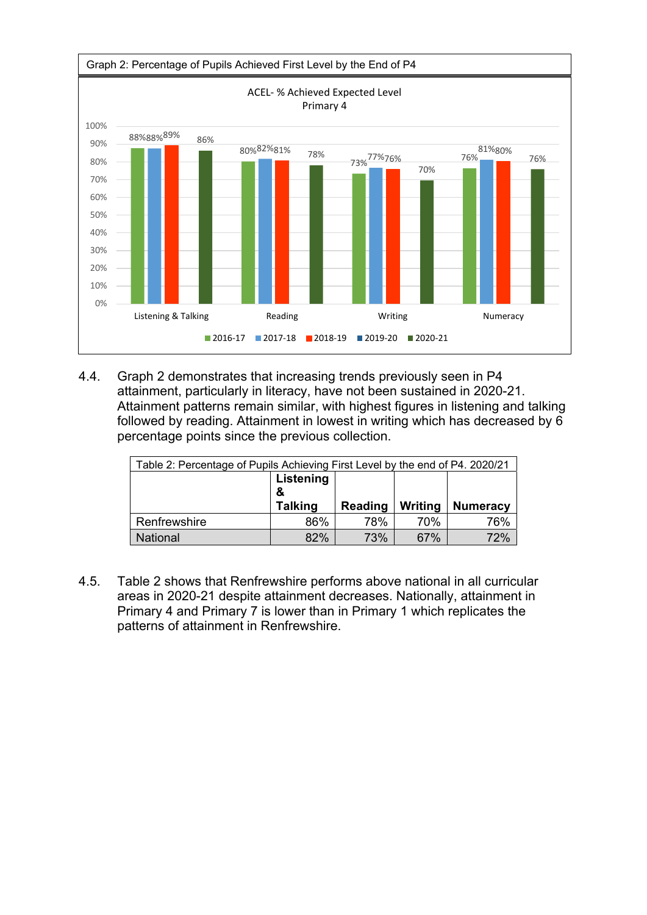Graph 2: Percentage of Pupils Achieved First Level by the End of P4

ACEL- % Achieved Expected Level
Primary 4

| | 2016-17 | 2017-18 | 2018-19 | 2019-20 | 2020-21 |
|---|---|---|---|---|---|
| Listening & Talking | 88% | 88% | 89% | | 86% |
| Reading | 80% | 82% | 81% | | 78% |
| Writing | 73% | 77% | 76% | | 70% |
| Numeracy | 76% | 81% | 80% | | 76% |

4.4. Graph 2 demonstrates that increasing trends previously seen in P4 attainment, particularly in literacy, have not been sustained in 2020-21. Attainment patterns remain similar, with highest figures in listening and talking followed by reading. Attainment in lowest in writing which has decreased by 6 percentage points since the previous collection.

Table 2: Percentage of Pupils Achieving First Level by the end of P4. 2020/21

| | **Listening & Talking** | **Reading** | **Writing** | **Numeracy** |
|---|---|---|---|---|
| Renfrewshire | 86% | 78% | 70% | 76% |
| National | 82% | 73% | 67% | 72% |

4.5. Table 2 shows that Renfrewshire performs above national in all curricular areas in 2020-21 despite attainment decreases. Nationally, attainment in Primary 4 and Primary 7 is lower than in Primary 1 which replicates the patterns of attainment in Renfrewshire.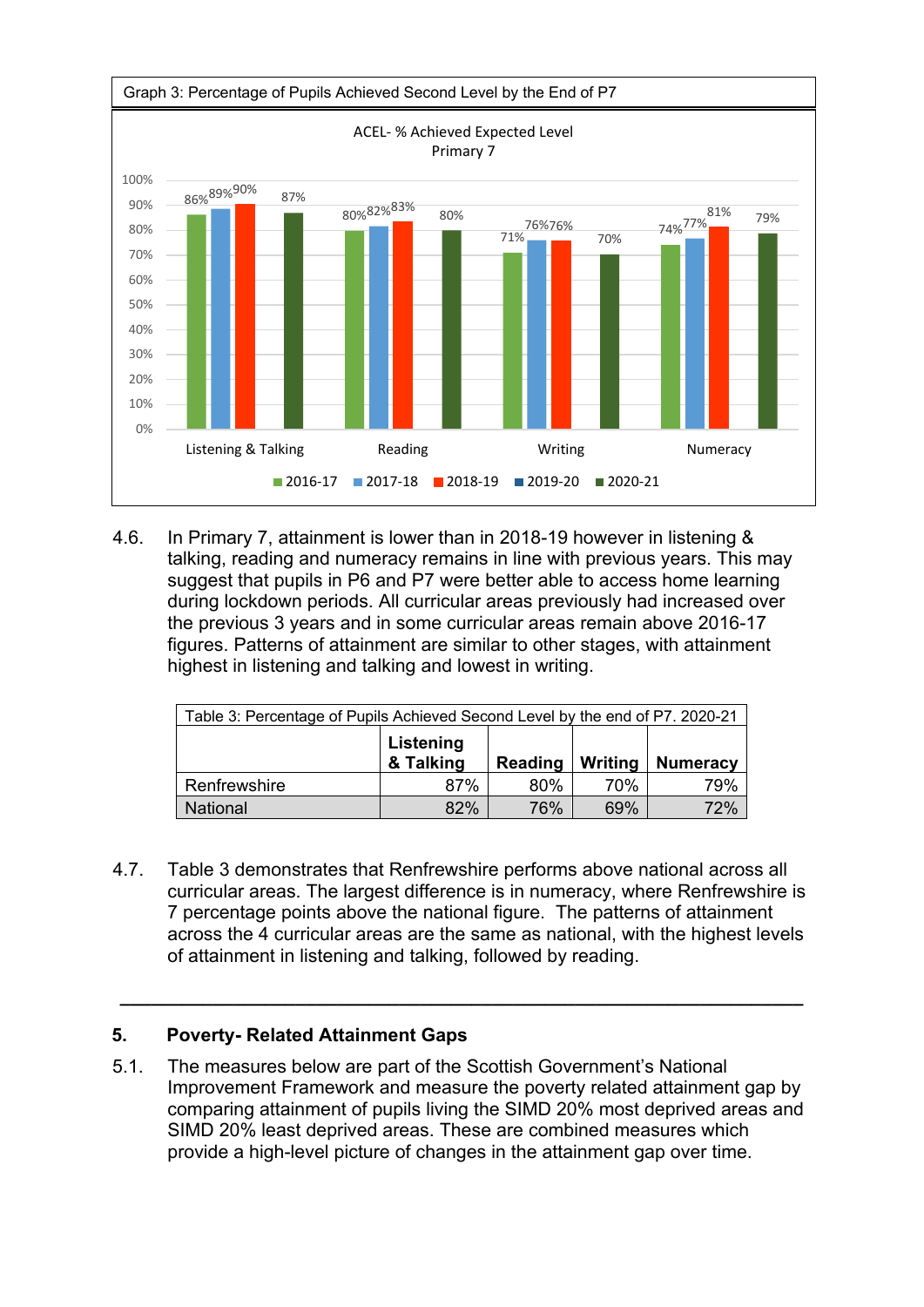Graph 3: Percentage of Pupils Achieved Second Level by the End of P7

ACEL- % Achieved Expected Level Primary 7

| | 2016-17 | 2017-18 | 2018-19 | 2020-21 |
|---|---|---|---|---|
| Listening & Talking | 86% | 89% | 90% | 87% |
| Reading | 80% | 82% | 83% | 80% |
| Writing | 71% | 76% | 76% | 70% |
| Numeracy | 74% | 77% | 81% | 79% |

Legend: 2016-17, 2017-18, 2018-19, 2019-20, 2020-21

4.6. In Primary 7, attainment is lower than in 2018-19 however in listening & talking, reading and numeracy remains in line with previous years. This may suggest that pupils in P6 and P7 were better able to access home learning during lockdown periods. All curricular areas previously had increased over the previous 3 years and in some curricular areas remain above 2016-17 figures. Patterns of attainment are similar to other stages, with attainment highest in listening and talking and lowest in writing.

Table 3: Percentage of Pupils Achieved Second Level by the end of P7. 2020-21

| | Listening & Talking | Reading | Writing | Numeracy |
|---|---|---|---|---|
| Renfrewshire | 87% | 80% | 70% | 79% |
| National | 82% | 76% | 69% | 72% |

4.7. Table 3 demonstrates that Renfrewshire performs above national across all curricular areas. The largest difference is in numeracy, where Renfrewshire is 7 percentage points above the national figure. The patterns of attainment across the 4 curricular areas are the same as national, with the highest levels of attainment in listening and talking, followed by reading.

---

## 5. Poverty- Related Attainment Gaps

5.1. The measures below are part of the Scottish Government's National Improvement Framework and measure the poverty related attainment gap by comparing attainment of pupils living the SIMD 20% most deprived areas and SIMD 20% least deprived areas. These are combined measures which provide a high-level picture of changes in the attainment gap over time.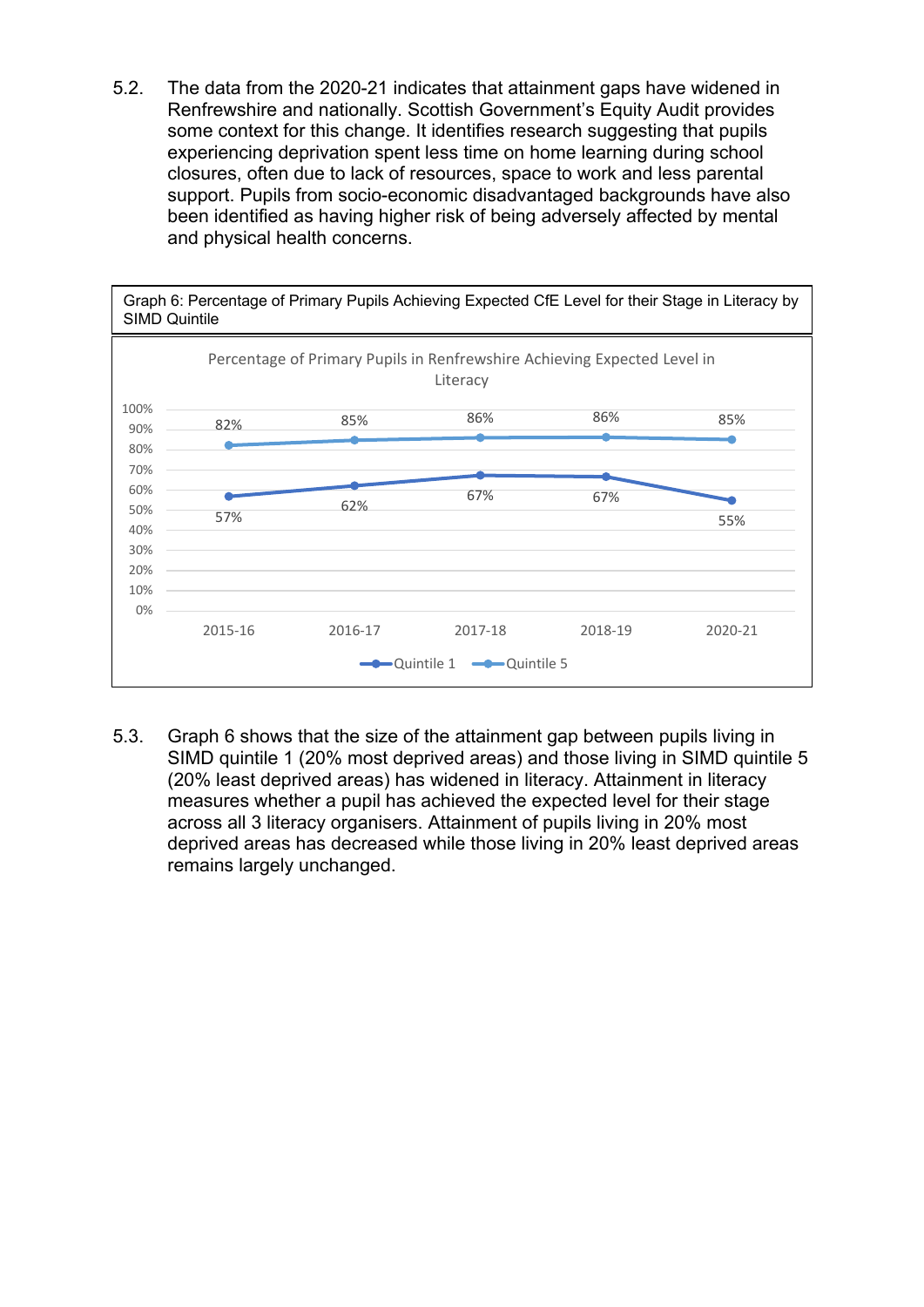5.2. The data from the 2020-21 indicates that attainment gaps have widened in Renfrewshire and nationally. Scottish Government's Equity Audit provides some context for this change. It identifies research suggesting that pupils experiencing deprivation spent less time on home learning during school closures, often due to lack of resources, space to work and less parental support. Pupils from socio-economic disadvantaged backgrounds have also been identified as having higher risk of being adversely affected by mental and physical health concerns.

Graph 6: Percentage of Primary Pupils Achieving Expected CfE Level for their Stage in Literacy by SIMD Quintile

Percentage of Primary Pupils in Renfrewshire Achieving Expected Level in Literacy

| | 2015-16 | 2016-17 | 2017-18 | 2018-19 | 2020-21 |
|---|---|---|---|---|---|
| Quintile 1 | 57% | 62% | 67% | 67% | 55% |
| Quintile 5 | 82% | 85% | 86% | 86% | 85% |

5.3. Graph 6 shows that the size of the attainment gap between pupils living in SIMD quintile 1 (20% most deprived areas) and those living in SIMD quintile 5 (20% least deprived areas) has widened in literacy. Attainment in literacy measures whether a pupil has achieved the expected level for their stage across all 3 literacy organisers. Attainment of pupils living in 20% most deprived areas has decreased while those living in 20% least deprived areas remains largely unchanged.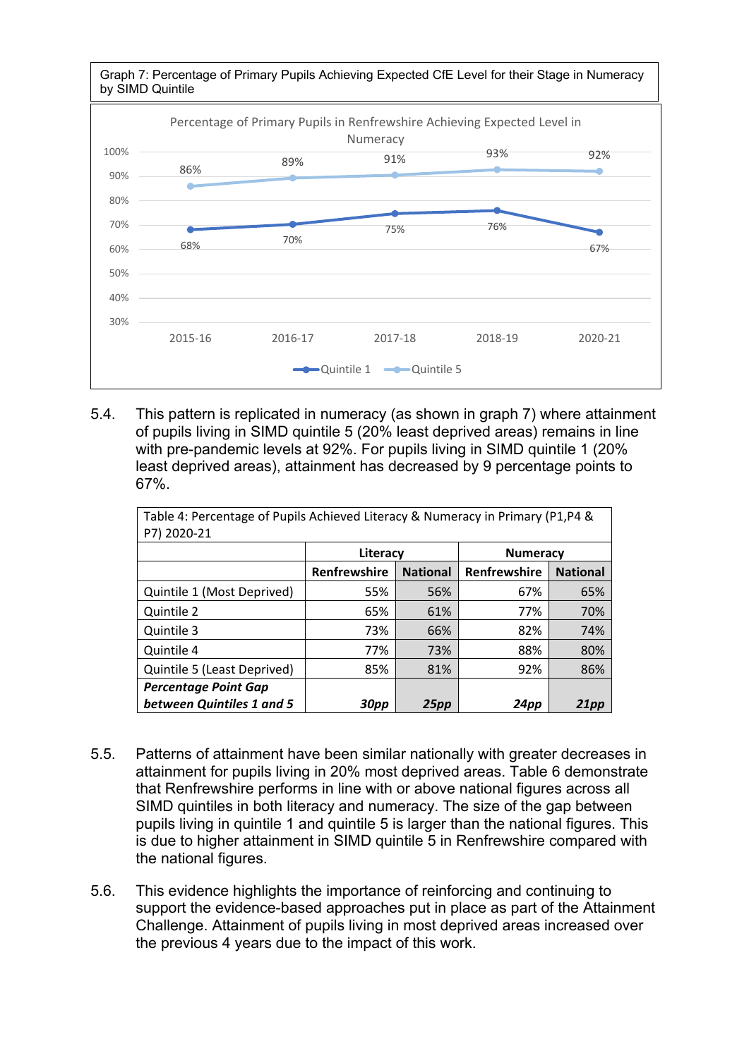Graph 7: Percentage of Primary Pupils Achieving Expected CfE Level for their Stage in Numeracy by SIMD Quintile

| | 2015-16 | 2016-17 | 2017-18 | 2018-19 | 2020-21 |
|---|---|---|---|---|---|
| Quintile 1 | 68% | 70% | 75% | 76% | 67% |
| Quintile 5 | 86% | 89% | 91% | 93% | 92% |

5.4. This pattern is replicated in numeracy (as shown in graph 7) where attainment of pupils living in SIMD quintile 5 (20% least deprived areas) remains in line with pre-pandemic levels at 92%. For pupils living in SIMD quintile 1 (20% least deprived areas), attainment has decreased by 9 percentage points to 67%.

Table 4: Percentage of Pupils Achieved Literacy & Numeracy in Primary (P1,P4 & P7) 2020-21

| | Literacy | | Numeracy | |
|---|---|---|---|---|
| | **Renfrewshire** | **National** | **Renfrewshire** | **National** |
| Quintile 1 (Most Deprived) | 55% | 56% | 67% | 65% |
| Quintile 2 | 65% | 61% | 77% | 70% |
| Quintile 3 | 73% | 66% | 82% | 74% |
| Quintile 4 | 77% | 73% | 88% | 80% |
| Quintile 5 (Least Deprived) | 85% | 81% | 92% | 86% |
| ***Percentage Point Gap between Quintiles 1 and 5*** | ***30pp*** | ***25pp*** | ***24pp*** | ***21pp*** |

5.5. Patterns of attainment have been similar nationally with greater decreases in attainment for pupils living in 20% most deprived areas. Table 6 demonstrate that Renfrewshire performs in line with or above national figures across all SIMD quintiles in both literacy and numeracy. The size of the gap between pupils living in quintile 1 and quintile 5 is larger than the national figures. This is due to higher attainment in SIMD quintile 5 in Renfrewshire compared with the national figures.

5.6. This evidence highlights the importance of reinforcing and continuing to support the evidence-based approaches put in place as part of the Attainment Challenge. Attainment of pupils living in most deprived areas increased over the previous 4 years due to the impact of this work.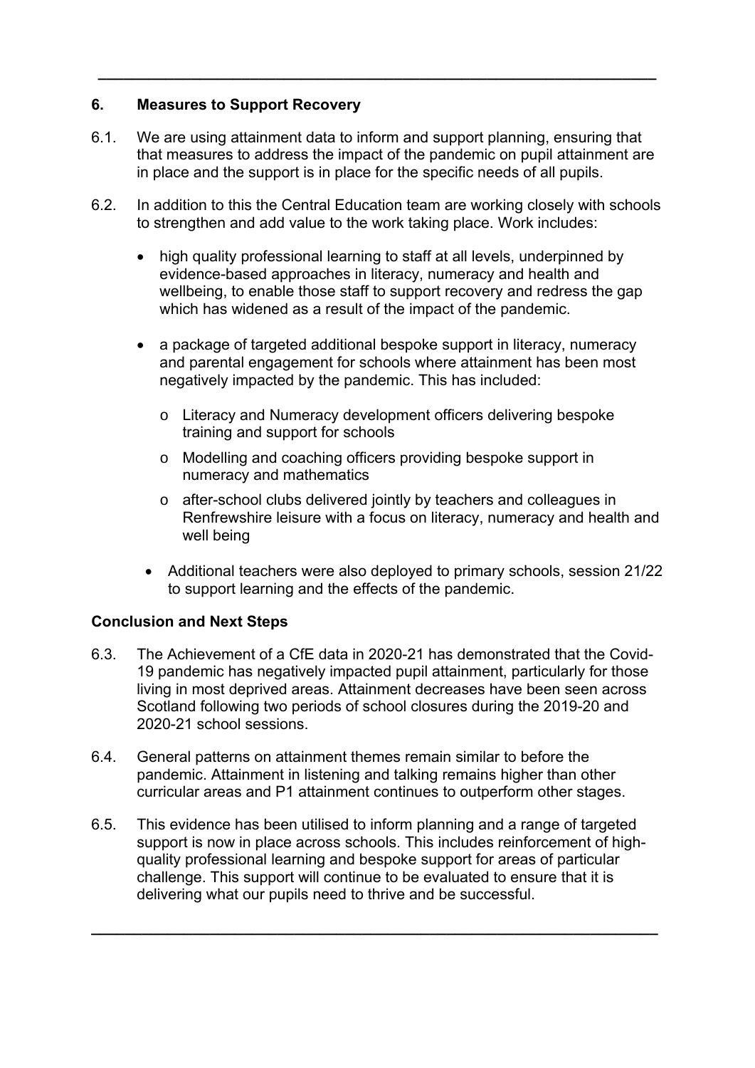## 6. Measures to Support Recovery

6.1. We are using attainment data to inform and support planning, ensuring that that measures to address the impact of the pandemic on pupil attainment are in place and the support is in place for the specific needs of all pupils.

6.2. In addition to this the Central Education team are working closely with schools to strengthen and add value to the work taking place. Work includes:

- high quality professional learning to staff at all levels, underpinned by evidence-based approaches in literacy, numeracy and health and wellbeing, to enable those staff to support recovery and redress the gap which has widened as a result of the impact of the pandemic.
- a package of targeted additional bespoke support in literacy, numeracy and parental engagement for schools where attainment has been most negatively impacted by the pandemic. This has included:
  - Literacy and Numeracy development officers delivering bespoke training and support for schools
  - Modelling and coaching officers providing bespoke support in numeracy and mathematics
  - after-school clubs delivered jointly by teachers and colleagues in Renfrewshire leisure with a focus on literacy, numeracy and health and well being
- Additional teachers were also deployed to primary schools, session 21/22 to support learning and the effects of the pandemic.

**Conclusion and Next Steps**

6.3. The Achievement of a CfE data in 2020-21 has demonstrated that the Covid-19 pandemic has negatively impacted pupil attainment, particularly for those living in most deprived areas. Attainment decreases have been seen across Scotland following two periods of school closures during the 2019-20 and 2020-21 school sessions.

6.4. General patterns on attainment themes remain similar to before the pandemic. Attainment in listening and talking remains higher than other curricular areas and P1 attainment continues to outperform other stages.

6.5. This evidence has been utilised to inform planning and a range of targeted support is now in place across schools. This includes reinforcement of high-quality professional learning and bespoke support for areas of particular challenge. This support will continue to be evaluated to ensure that it is delivering what our pupils need to thrive and be successful.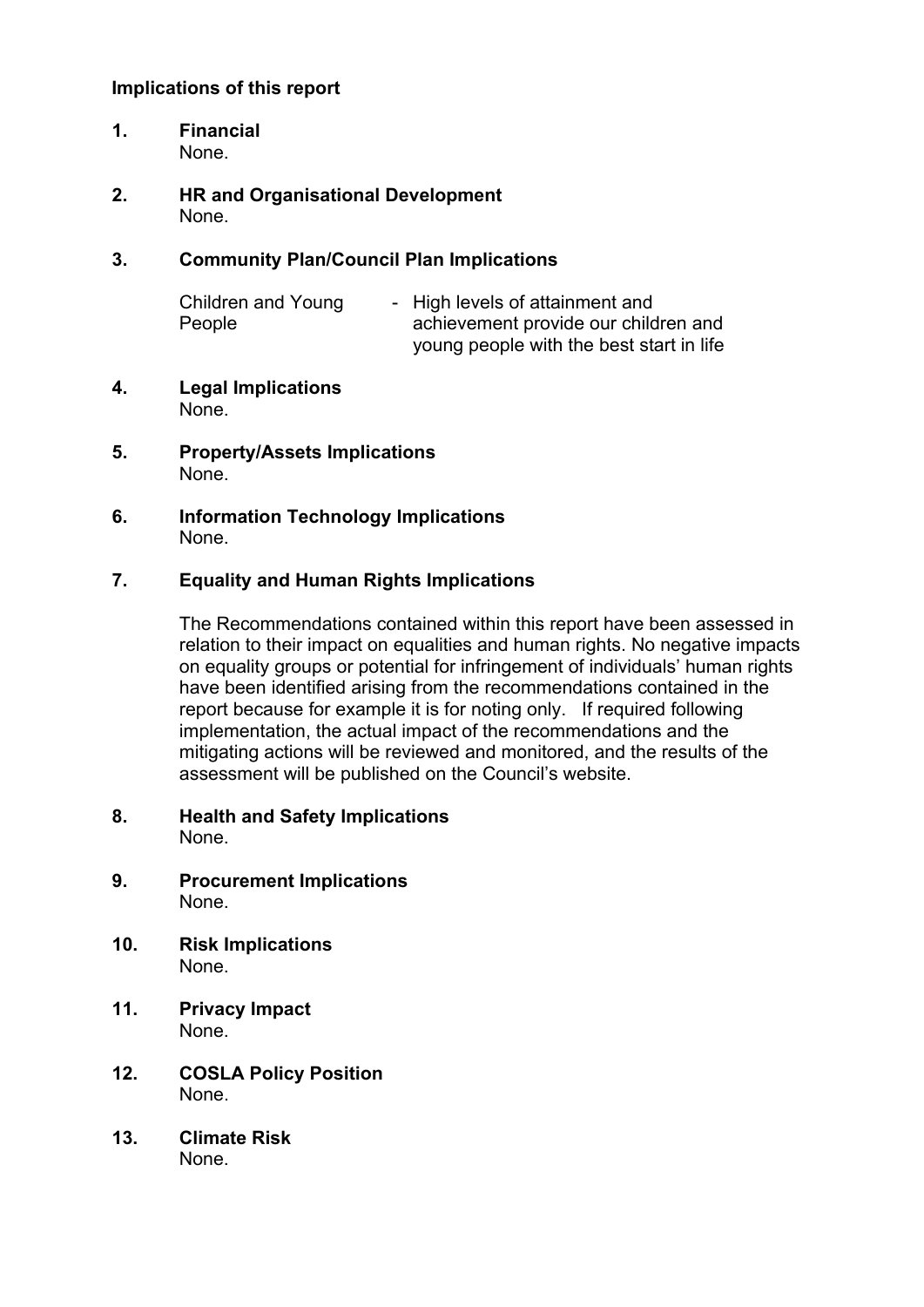**Implications of this report**

1. **Financial**
   None.

2. **HR and Organisational Development**
   None.

3. **Community Plan/Council Plan Implications**

   | | |
   |---|---|
   | Children and Young People | - High levels of attainment and achievement provide our children and young people with the best start in life |

4. **Legal Implications**
   None.

5. **Property/Assets Implications**
   None.

6. **Information Technology Implications**
   None.

7. **Equality and Human Rights Implications**

   The Recommendations contained within this report have been assessed in relation to their impact on equalities and human rights. No negative impacts on equality groups or potential for infringement of individuals' human rights have been identified arising from the recommendations contained in the report because for example it is for noting only. If required following implementation, the actual impact of the recommendations and the mitigating actions will be reviewed and monitored, and the results of the assessment will be published on the Council's website.

8. **Health and Safety Implications**
   None.

9. **Procurement Implications**
   None.

10. **Risk Implications**
    None.

11. **Privacy Impact**
    None.

12. **COSLA Policy Position**
    None.

13. **Climate Risk**
    None.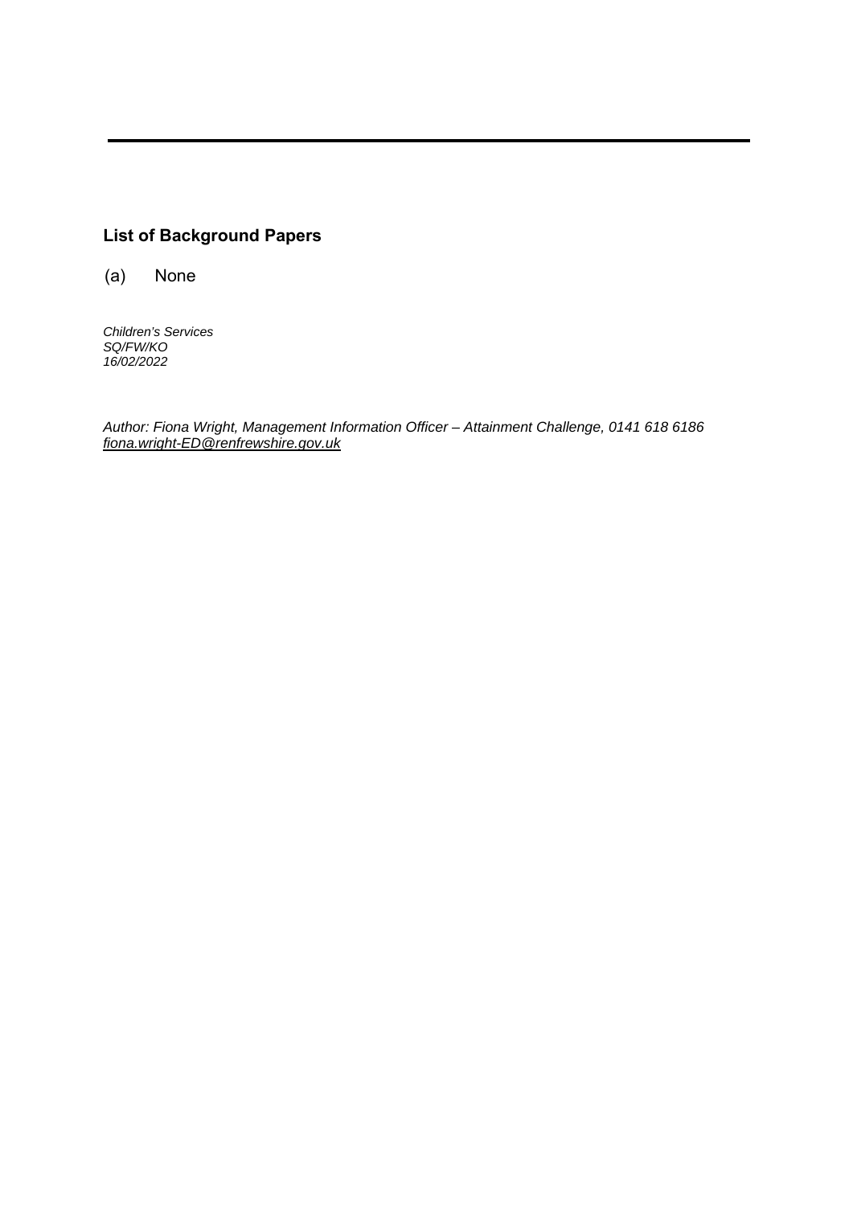---

**List of Background Papers**

(a) None

*Children's Services*
*SQ/FW/KO*
*16/02/2022*

*Author: Fiona Wright, Management Information Officer – Attainment Challenge, 0141 618 6186*
*fiona.wright-ED@renfrewshire.gov.uk*